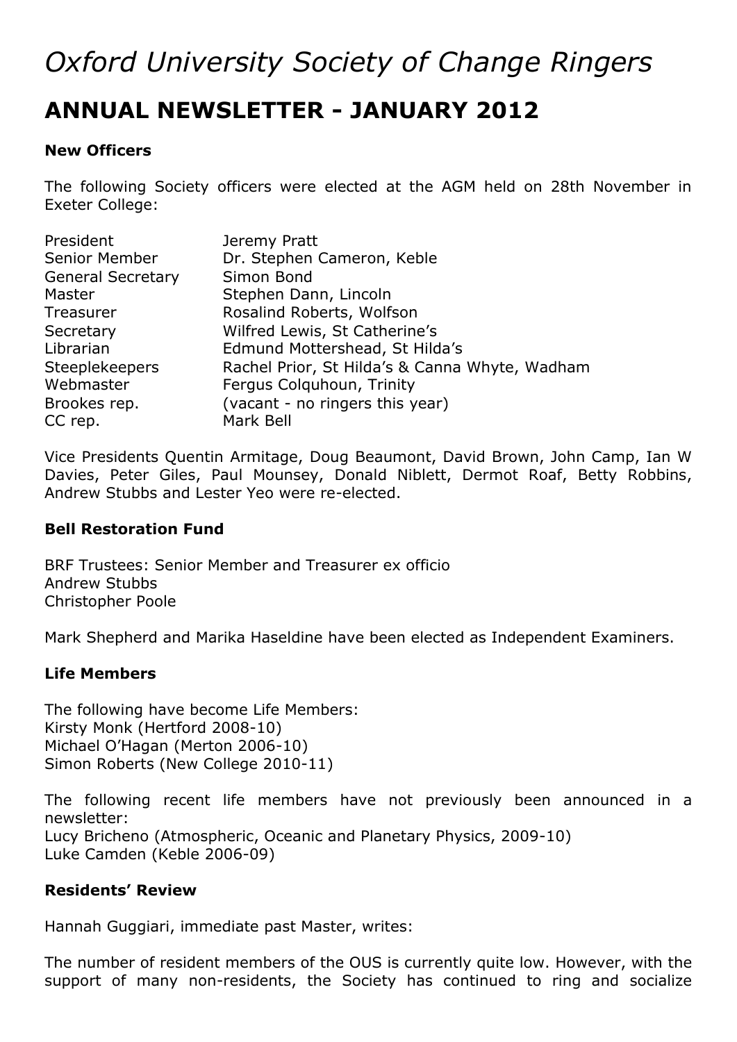# *Oxford University Society of Change Ringers*

## ANNUAL NEWSLETTER - JANUARY 2012

### New Officers

The following Society officers were elected at the AGM held on 28th November in Exeter College:

| | |
|---|---|
| President | Jeremy Pratt |
| Senior Member | Dr. Stephen Cameron, Keble |
| General Secretary | Simon Bond |
| Master | Stephen Dann, Lincoln |
| Treasurer | Rosalind Roberts, Wolfson |
| Secretary | Wilfred Lewis, St Catherine's |
| Librarian | Edmund Mottershead, St Hilda's |
| Steeplekeepers | Rachel Prior, St Hilda's & Canna Whyte, Wadham |
| Webmaster | Fergus Colquhoun, Trinity |
| Brookes rep. | (vacant - no ringers this year) |
| CC rep. | Mark Bell |

Vice Presidents Quentin Armitage, Doug Beaumont, David Brown, John Camp, Ian W Davies, Peter Giles, Paul Mounsey, Donald Niblett, Dermot Roaf, Betty Robbins, Andrew Stubbs and Lester Yeo were re-elected.

### Bell Restoration Fund

BRF Trustees: Senior Member and Treasurer ex officio
Andrew Stubbs
Christopher Poole

Mark Shepherd and Marika Haseldine have been elected as Independent Examiners.

### Life Members

The following have become Life Members:
Kirsty Monk (Hertford 2008-10)
Michael O'Hagan (Merton 2006-10)
Simon Roberts (New College 2010-11)

The following recent life members have not previously been announced in a newsletter:
Lucy Bricheno (Atmospheric, Oceanic and Planetary Physics, 2009-10)
Luke Camden (Keble 2006-09)

### Residents' Review

Hannah Guggiari, immediate past Master, writes:

The number of resident members of the OUS is currently quite low. However, with the support of many non-residents, the Society has continued to ring and socialize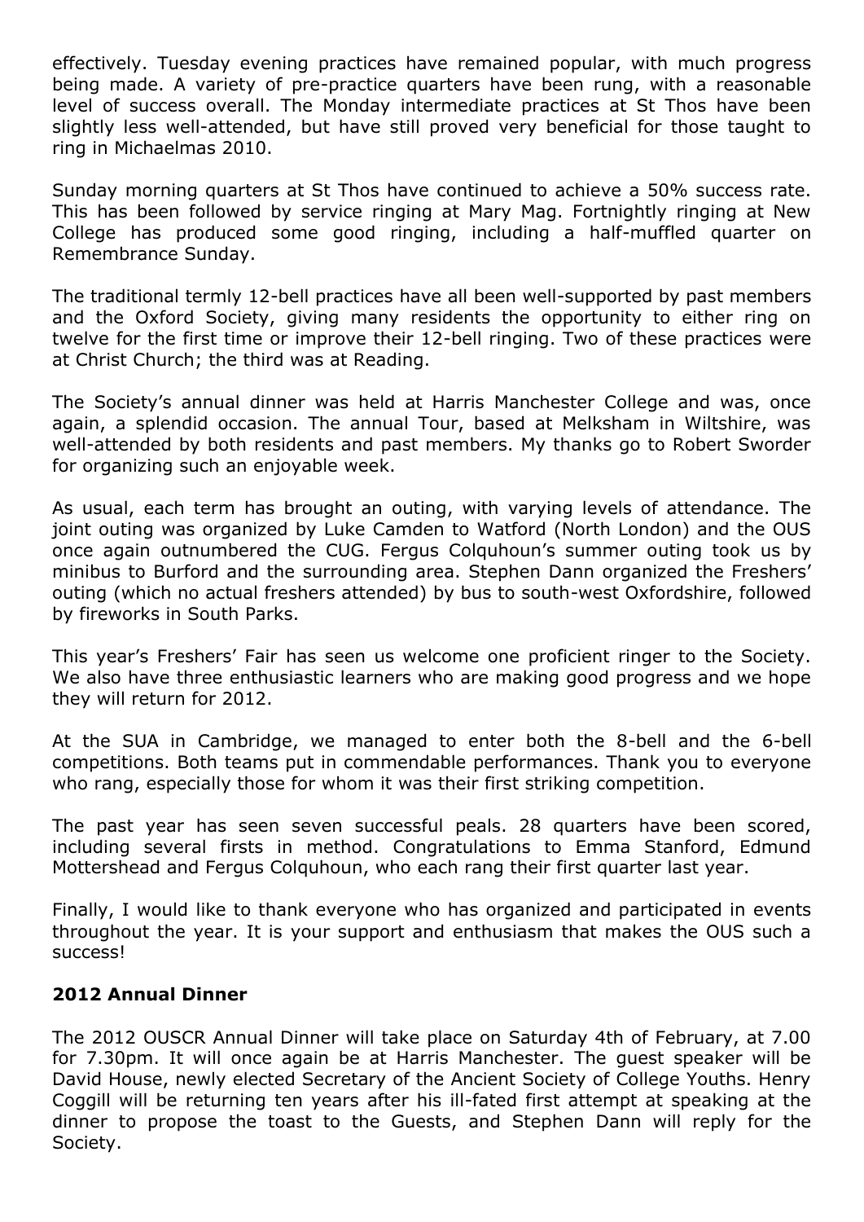effectively. Tuesday evening practices have remained popular, with much progress being made. A variety of pre-practice quarters have been rung, with a reasonable level of success overall. The Monday intermediate practices at St Thos have been slightly less well-attended, but have still proved very beneficial for those taught to ring in Michaelmas 2010.

Sunday morning quarters at St Thos have continued to achieve a 50% success rate. This has been followed by service ringing at Mary Mag. Fortnightly ringing at New College has produced some good ringing, including a half-muffled quarter on Remembrance Sunday.

The traditional termly 12-bell practices have all been well-supported by past members and the Oxford Society, giving many residents the opportunity to either ring on twelve for the first time or improve their 12-bell ringing. Two of these practices were at Christ Church; the third was at Reading.

The Society's annual dinner was held at Harris Manchester College and was, once again, a splendid occasion. The annual Tour, based at Melksham in Wiltshire, was well-attended by both residents and past members. My thanks go to Robert Sworder for organizing such an enjoyable week.

As usual, each term has brought an outing, with varying levels of attendance. The joint outing was organized by Luke Camden to Watford (North London) and the OUS once again outnumbered the CUG. Fergus Colquhoun's summer outing took us by minibus to Burford and the surrounding area. Stephen Dann organized the Freshers' outing (which no actual freshers attended) by bus to south-west Oxfordshire, followed by fireworks in South Parks.

This year's Freshers' Fair has seen us welcome one proficient ringer to the Society. We also have three enthusiastic learners who are making good progress and we hope they will return for 2012.

At the SUA in Cambridge, we managed to enter both the 8-bell and the 6-bell competitions. Both teams put in commendable performances. Thank you to everyone who rang, especially those for whom it was their first striking competition.

The past year has seen seven successful peals. 28 quarters have been scored, including several firsts in method. Congratulations to Emma Stanford, Edmund Mottershead and Fergus Colquhoun, who each rang their first quarter last year.

Finally, I would like to thank everyone who has organized and participated in events throughout the year. It is your support and enthusiasm that makes the OUS such a success!

## 2012 Annual Dinner

The 2012 OUSCR Annual Dinner will take place on Saturday 4th of February, at 7.00 for 7.30pm. It will once again be at Harris Manchester. The guest speaker will be David House, newly elected Secretary of the Ancient Society of College Youths. Henry Coggill will be returning ten years after his ill-fated first attempt at speaking at the dinner to propose the toast to the Guests, and Stephen Dann will reply for the Society.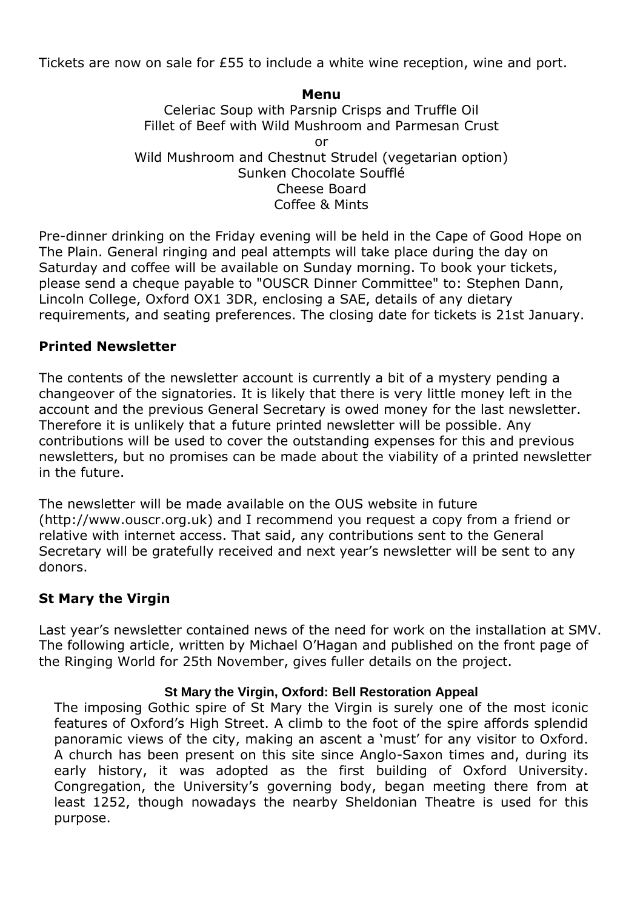Tickets are now on sale for £55 to include a white wine reception, wine and port.

**Menu**

Celeriac Soup with Parsnip Crisps and Truffle Oil
Fillet of Beef with Wild Mushroom and Parmesan Crust
or
Wild Mushroom and Chestnut Strudel (vegetarian option)
Sunken Chocolate Soufflé
Cheese Board
Coffee & Mints

Pre-dinner drinking on the Friday evening will be held in the Cape of Good Hope on The Plain. General ringing and peal attempts will take place during the day on Saturday and coffee will be available on Sunday morning. To book your tickets, please send a cheque payable to "OUSCR Dinner Committee" to: Stephen Dann, Lincoln College, Oxford OX1 3DR, enclosing a SAE, details of any dietary requirements, and seating preferences. The closing date for tickets is 21st January.

## Printed Newsletter

The contents of the newsletter account is currently a bit of a mystery pending a changeover of the signatories. It is likely that there is very little money left in the account and the previous General Secretary is owed money for the last newsletter. Therefore it is unlikely that a future printed newsletter will be possible. Any contributions will be used to cover the outstanding expenses for this and previous newsletters, but no promises can be made about the viability of a printed newsletter in the future.

The newsletter will be made available on the OUS website in future (http://www.ouscr.org.uk) and I recommend you request a copy from a friend or relative with internet access. That said, any contributions sent to the General Secretary will be gratefully received and next year's newsletter will be sent to any donors.

## St Mary the Virgin

Last year's newsletter contained news of the need for work on the installation at SMV. The following article, written by Michael O'Hagan and published on the front page of the Ringing World for 25th November, gives fuller details on the project.

> **St Mary the Virgin, Oxford: Bell Restoration Appeal**
>
> The imposing Gothic spire of St Mary the Virgin is surely one of the most iconic features of Oxford's High Street. A climb to the foot of the spire affords splendid panoramic views of the city, making an ascent a 'must' for any visitor to Oxford. A church has been present on this site since Anglo-Saxon times and, during its early history, it was adopted as the first building of Oxford University. Congregation, the University's governing body, began meeting there from at least 1252, though nowadays the nearby Sheldonian Theatre is used for this purpose.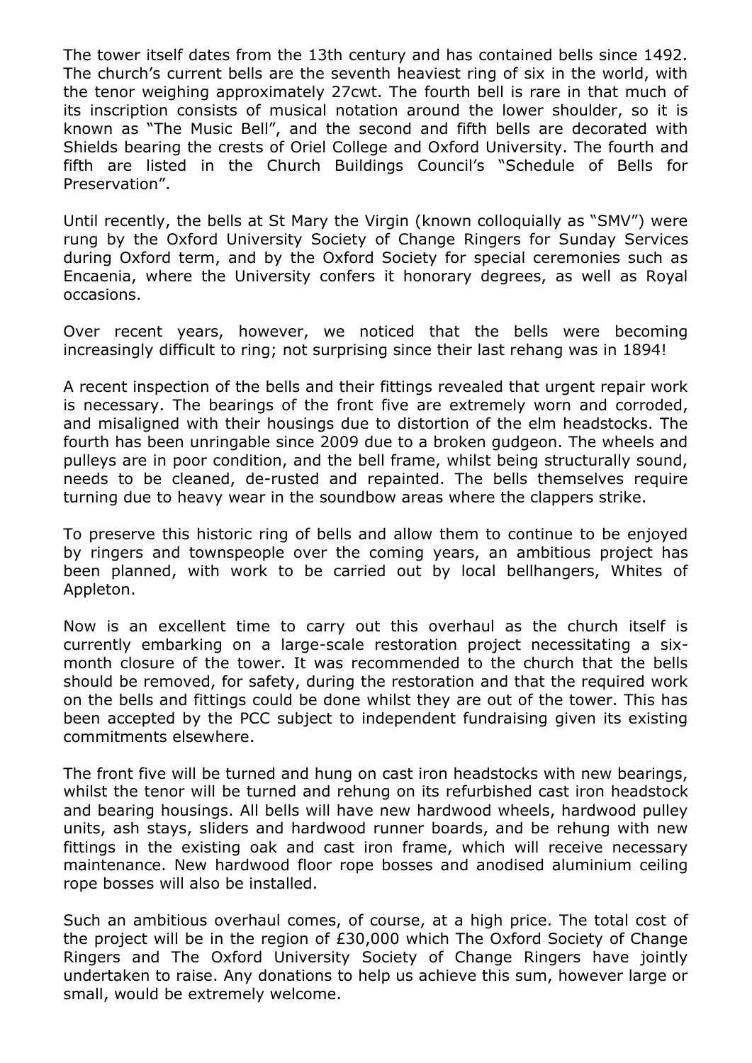The tower itself dates from the 13th century and has contained bells since 1492. The church's current bells are the seventh heaviest ring of six in the world, with the tenor weighing approximately 27cwt. The fourth bell is rare in that much of its inscription consists of musical notation around the lower shoulder, so it is known as "The Music Bell", and the second and fifth bells are decorated with Shields bearing the crests of Oriel College and Oxford University. The fourth and fifth are listed in the Church Buildings Council's "Schedule of Bells for Preservation".

Until recently, the bells at St Mary the Virgin (known colloquially as "SMV") were rung by the Oxford University Society of Change Ringers for Sunday Services during Oxford term, and by the Oxford Society for special ceremonies such as Encaenia, where the University confers it honorary degrees, as well as Royal occasions.

Over recent years, however, we noticed that the bells were becoming increasingly difficult to ring; not surprising since their last rehang was in 1894!

A recent inspection of the bells and their fittings revealed that urgent repair work is necessary. The bearings of the front five are extremely worn and corroded, and misaligned with their housings due to distortion of the elm headstocks. The fourth has been unringable since 2009 due to a broken gudgeon. The wheels and pulleys are in poor condition, and the bell frame, whilst being structurally sound, needs to be cleaned, de-rusted and repainted. The bells themselves require turning due to heavy wear in the soundbow areas where the clappers strike.

To preserve this historic ring of bells and allow them to continue to be enjoyed by ringers and townspeople over the coming years, an ambitious project has been planned, with work to be carried out by local bellhangers, Whites of Appleton.

Now is an excellent time to carry out this overhaul as the church itself is currently embarking on a large-scale restoration project necessitating a six-month closure of the tower. It was recommended to the church that the bells should be removed, for safety, during the restoration and that the required work on the bells and fittings could be done whilst they are out of the tower. This has been accepted by the PCC subject to independent fundraising given its existing commitments elsewhere.

The front five will be turned and hung on cast iron headstocks with new bearings, whilst the tenor will be turned and rehung on its refurbished cast iron headstock and bearing housings. All bells will have new hardwood wheels, hardwood pulley units, ash stays, sliders and hardwood runner boards, and be rehung with new fittings in the existing oak and cast iron frame, which will receive necessary maintenance. New hardwood floor rope bosses and anodised aluminium ceiling rope bosses will also be installed.

Such an ambitious overhaul comes, of course, at a high price. The total cost of the project will be in the region of £30,000 which The Oxford Society of Change Ringers and The Oxford University Society of Change Ringers have jointly undertaken to raise. Any donations to help us achieve this sum, however large or small, would be extremely welcome.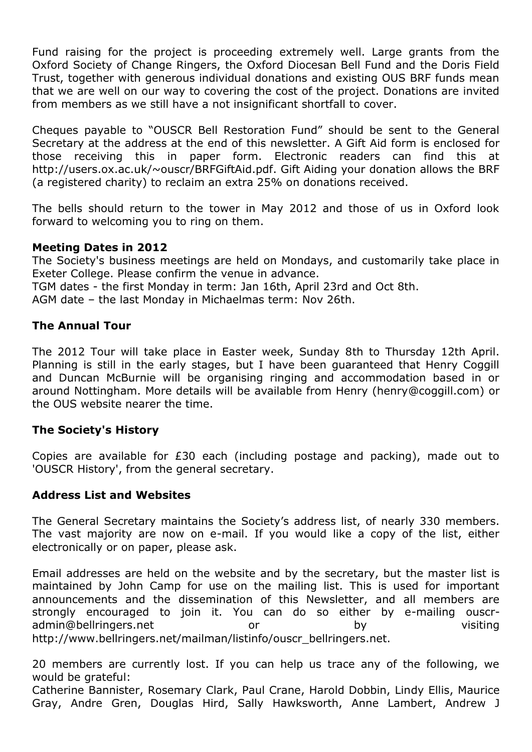Fund raising for the project is proceeding extremely well. Large grants from the Oxford Society of Change Ringers, the Oxford Diocesan Bell Fund and the Doris Field Trust, together with generous individual donations and existing OUS BRF funds mean that we are well on our way to covering the cost of the project. Donations are invited from members as we still have a not insignificant shortfall to cover.

Cheques payable to "OUSCR Bell Restoration Fund" should be sent to the General Secretary at the address at the end of this newsletter. A Gift Aid form is enclosed for those receiving this in paper form. Electronic readers can find this at http://users.ox.ac.uk/~ouscr/BRFGiftAid.pdf. Gift Aiding your donation allows the BRF (a registered charity) to reclaim an extra 25% on donations received.

The bells should return to the tower in May 2012 and those of us in Oxford look forward to welcoming you to ring on them.

**Meeting Dates in 2012**

The Society's business meetings are held on Mondays, and customarily take place in Exeter College. Please confirm the venue in advance.
TGM dates - the first Monday in term: Jan 16th, April 23rd and Oct 8th.
AGM date – the last Monday in Michaelmas term: Nov 26th.

**The Annual Tour**

The 2012 Tour will take place in Easter week, Sunday 8th to Thursday 12th April. Planning is still in the early stages, but I have been guaranteed that Henry Coggill and Duncan McBurnie will be organising ringing and accommodation based in or around Nottingham. More details will be available from Henry (henry@coggill.com) or the OUS website nearer the time.

**The Society's History**

Copies are available for £30 each (including postage and packing), made out to 'OUSCR History', from the general secretary.

**Address List and Websites**

The General Secretary maintains the Society's address list, of nearly 330 members. The vast majority are now on e-mail. If you would like a copy of the list, either electronically or on paper, please ask.

Email addresses are held on the website and by the secretary, but the master list is maintained by John Camp for use on the mailing list. This is used for important announcements and the dissemination of this Newsletter, and all members are strongly encouraged to join it. You can do so either by e-mailing ouscr-admin@bellringers.net or by visiting http://www.bellringers.net/mailman/listinfo/ouscr_bellringers.net.

20 members are currently lost. If you can help us trace any of the following, we would be grateful:
Catherine Bannister, Rosemary Clark, Paul Crane, Harold Dobbin, Lindy Ellis, Maurice Gray, Andre Gren, Douglas Hird, Sally Hawksworth, Anne Lambert, Andrew J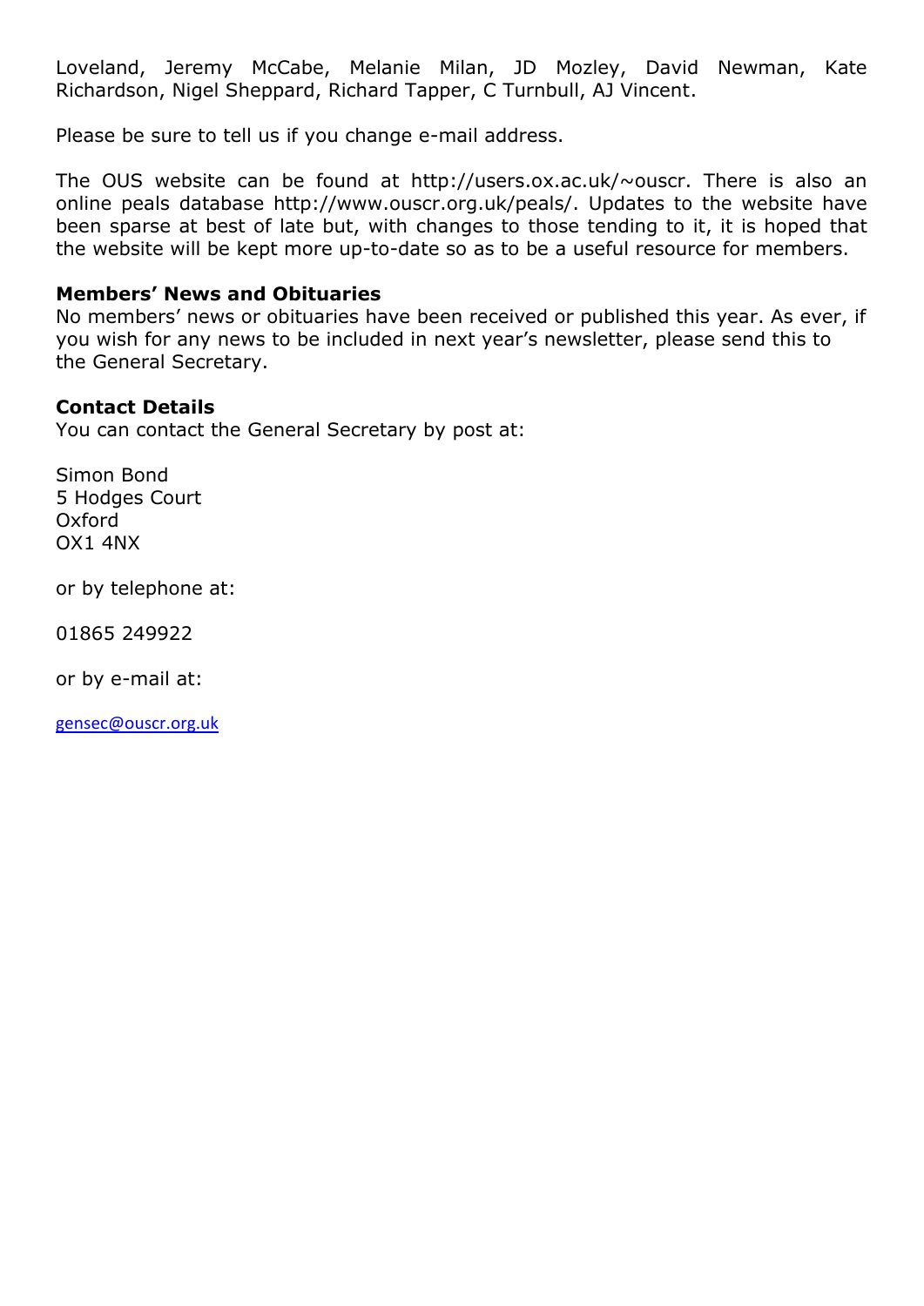Loveland, Jeremy McCabe, Melanie Milan, JD Mozley, David Newman, Kate Richardson, Nigel Sheppard, Richard Tapper, C Turnbull, AJ Vincent.

Please be sure to tell us if you change e-mail address.

The OUS website can be found at http://users.ox.ac.uk/~ouscr. There is also an online peals database http://www.ouscr.org.uk/peals/. Updates to the website have been sparse at best of late but, with changes to those tending to it, it is hoped that the website will be kept more up-to-date so as to be a useful resource for members.

**Members' News and Obituaries**

No members' news or obituaries have been received or published this year. As ever, if you wish for any news to be included in next year's newsletter, please send this to the General Secretary.

**Contact Details**

You can contact the General Secretary by post at:

Simon Bond
5 Hodges Court
Oxford
OX1 4NX

or by telephone at:

01865 249922

or by e-mail at:

gensec@ouscr.org.uk